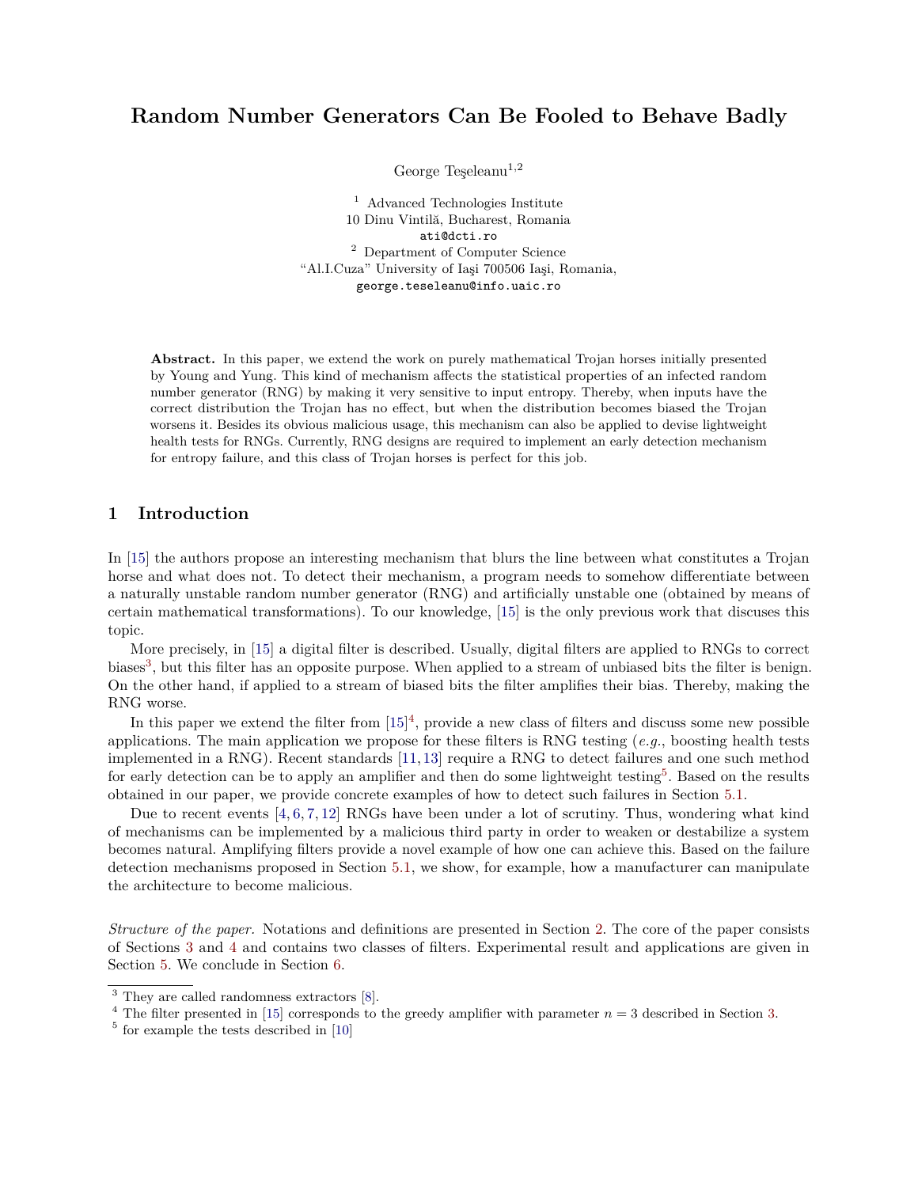# Random Number Generators Can Be Fooled to Behave Badly

George Teşeleanu[1,2]

[1] Advanced Technologies Institute
10 Dinu Vintilă, Bucharest, Romania
ati@dcti.ro

[2] Department of Computer Science
"Al.I.Cuza" University of Iaşi 700506 Iaşi, Romania,
george.teseleanu@info.uaic.ro

**Abstract.** In this paper, we extend the work on purely mathematical Trojan horses initially presented by Young and Yung. This kind of mechanism affects the statistical properties of an infected random number generator (RNG) by making it very sensitive to input entropy. Thereby, when inputs have the correct distribution the Trojan has no effect, but when the distribution becomes biased the Trojan worsens it. Besides its obvious malicious usage, this mechanism can also be applied to devise lightweight health tests for RNGs. Currently, RNG designs are required to implement an early detection mechanism for entropy failure, and this class of Trojan horses is perfect for this job.

## 1 Introduction

In [15] the authors propose an interesting mechanism that blurs the line between what constitutes a Trojan horse and what does not. To detect their mechanism, a program needs to somehow differentiate between a naturally unstable random number generator (RNG) and artificially unstable one (obtained by means of certain mathematical transformations). To our knowledge, [15] is the only previous work that discuses this topic.

More precisely, in [15] a digital filter is described. Usually, digital filters are applied to RNGs to correct biases[3], but this filter has an opposite purpose. When applied to a stream of unbiased bits the filter is benign. On the other hand, if applied to a stream of biased bits the filter amplifies their bias. Thereby, making the RNG worse.

In this paper we extend the filter from [15][4], provide a new class of filters and discuss some new possible applications. The main application we propose for these filters is RNG testing (*e.g.*, boosting health tests implemented in a RNG). Recent standards [11, 13] require a RNG to detect failures and one such method for early detection can be to apply an amplifier and then do some lightweight testing[5]. Based on the results obtained in our paper, we provide concrete examples of how to detect such failures in Section 5.1.

Due to recent events [4, 6, 7, 12] RNGs have been under a lot of scrutiny. Thus, wondering what kind of mechanisms can be implemented by a malicious third party in order to weaken or destabilize a system becomes natural. Amplifying filters provide a novel example of how one can achieve this. Based on the failure detection mechanisms proposed in Section 5.1, we show, for example, how a manufacturer can manipulate the architecture to become malicious.

*Structure of the paper.* Notations and definitions are presented in Section 2. The core of the paper consists of Sections 3 and 4 and contains two classes of filters. Experimental result and applications are given in Section 5. We conclude in Section 6.

---

[3] They are called randomness extractors [8].

[4] The filter presented in [15] corresponds to the greedy amplifier with parameter $n = 3$ described in Section 3.

[5] for example the tests described in [10]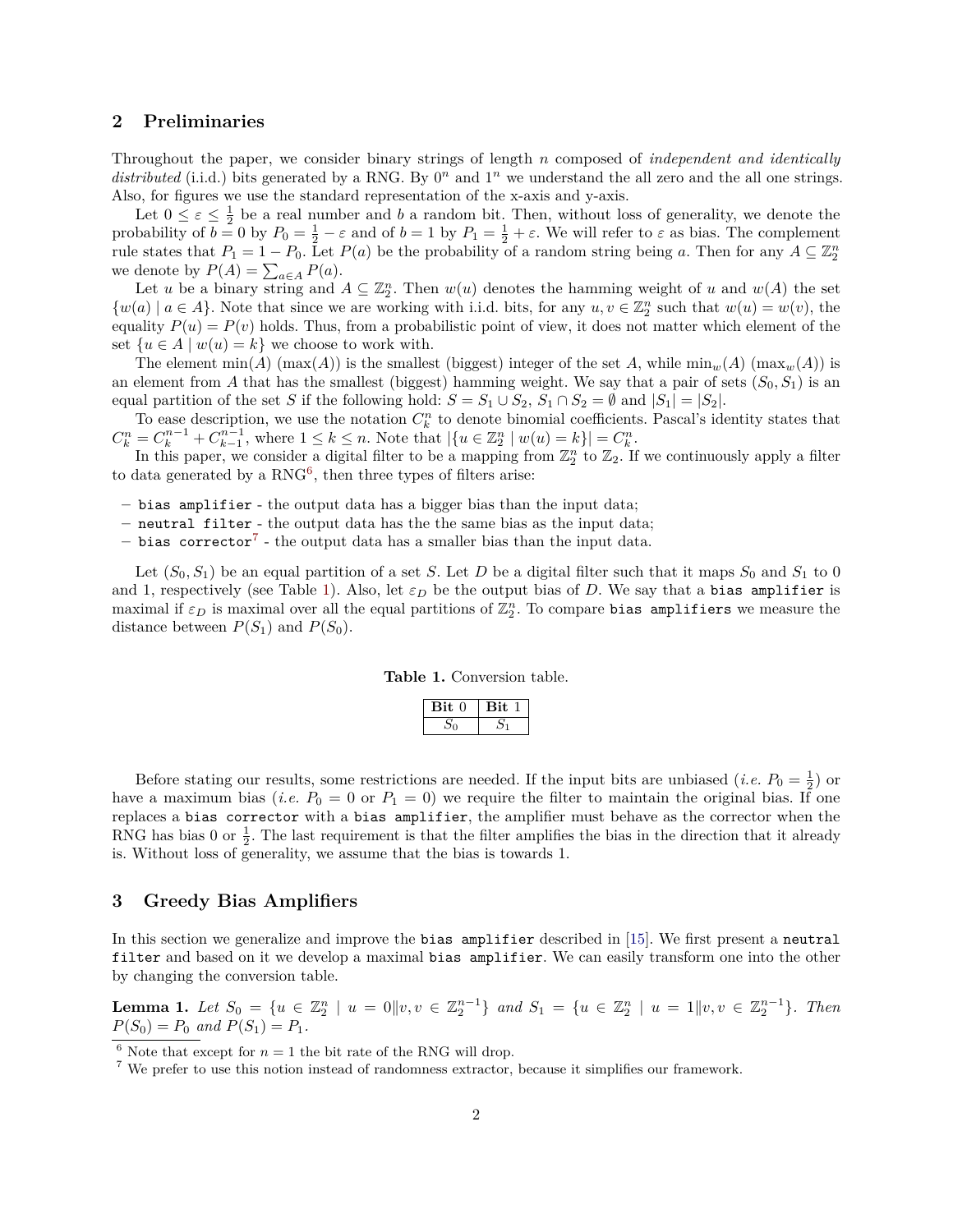## 2 Preliminaries

Throughout the paper, we consider binary strings of length $n$ composed of *independent and identically distributed* (i.i.d.) bits generated by a RNG. By $0^n$ and $1^n$ we understand the all zero and the all one strings. Also, for figures we use the standard representation of the x-axis and y-axis.

Let $0 \leq \varepsilon \leq \frac{1}{2}$ be a real number and $b$ a random bit. Then, without loss of generality, we denote the probability of $b = 0$ by $P_0 = \frac{1}{2} - \varepsilon$ and of $b = 1$ by $P_1 = \frac{1}{2} + \varepsilon$. We will refer to $\varepsilon$ as bias. The complement rule states that $P_1 = 1 - P_0$. Let $P(a)$ be the probability of a random string being $a$. Then for any $A \subseteq \mathbb{Z}_2^n$ we denote by $P(A) = \sum_{a \in A} P(a)$.

Let $u$ be a binary string and $A \subseteq \mathbb{Z}_2^n$. Then $w(u)$ denotes the hamming weight of $u$ and $w(A)$ the set $\{w(a) \mid a \in A\}$. Note that since we are working with i.i.d. bits, for any $u, v \in \mathbb{Z}_2^n$ such that $w(u) = w(v)$, the equality $P(u) = P(v)$ holds. Thus, from a probabilistic point of view, it does not matter which element of the set $\{u \in A \mid w(u) = k\}$ we choose to work with.

The element $\min(A)$ ($\max(A)$) is the smallest (biggest) integer of the set $A$, while $\min_w(A)$ ($\max_w(A)$) is an element from $A$ that has the smallest (biggest) hamming weight. We say that a pair of sets $(S_0, S_1)$ is an equal partition of the set $S$ if the following hold: $S = S_1 \cup S_2$, $S_1 \cap S_2 = \emptyset$ and $|S_1| = |S_2|$.

To ease description, we use the notation $C_k^n$ to denote binomial coefficients. Pascal's identity states that $C_k^n = C_k^{n-1} + C_{k-1}^{n-1}$, where $1 \leq k \leq n$. Note that $|\{u \in \mathbb{Z}_2^n \mid w(u) = k\}| = C_k^n$.

In this paper, we consider a digital filter to be a mapping from $\mathbb{Z}_2^n$ to $\mathbb{Z}_2$. If we continuously apply a filter to data generated by a RNG[6], then three types of filters arise:

- `bias amplifier` - the output data has a bigger bias than the input data;
- `neutral filter` - the output data has the the same bias as the input data;
- `bias corrector`[7] - the output data has a smaller bias than the input data.

Let $(S_0, S_1)$ be an equal partition of a set $S$. Let $D$ be a digital filter such that it maps $S_0$ and $S_1$ to 0 and 1, respectively (see Table 1). Also, let $\varepsilon_D$ be the output bias of $D$. We say that a `bias amplifier` is maximal if $\varepsilon_D$ is maximal over all the equal partitions of $\mathbb{Z}_2^n$. To compare `bias amplifiers` we measure the distance between $P(S_1)$ and $P(S_0)$.

**Table 1.** Conversion table.

| Bit 0 | Bit 1 |
|---|---|
| $S_0$ | $S_1$ |

Before stating our results, some restrictions are needed. If the input bits are unbiased (*i.e.* $P_0 = \frac{1}{2}$) or have a maximum bias (*i.e.* $P_0 = 0$ or $P_1 = 0$) we require the filter to maintain the original bias. If one replaces a `bias corrector` with a `bias amplifier`, the amplifier must behave as the corrector when the RNG has bias 0 or $\frac{1}{2}$. The last requirement is that the filter amplifies the bias in the direction that it already is. Without loss of generality, we assume that the bias is towards 1.

## 3 Greedy Bias Amplifiers

In this section we generalize and improve the `bias amplifier` described in [15]. We first present a `neutral filter` and based on it we develop a maximal `bias amplifier`. We can easily transform one into the other by changing the conversion table.

**Lemma 1.** *Let* $S_0 = \{u \in \mathbb{Z}_2^n \mid u = 0\|v, v \in \mathbb{Z}_2^{n-1}\}$ *and* $S_1 = \{u \in \mathbb{Z}_2^n \mid u = 1\|v, v \in \mathbb{Z}_2^{n-1}\}$. *Then* $P(S_0) = P_0$ *and* $P(S_1) = P_1$.

[6] Note that except for $n = 1$ the bit rate of the RNG will drop.

[7] We prefer to use this notion instead of randomness extractor, because it simplifies our framework.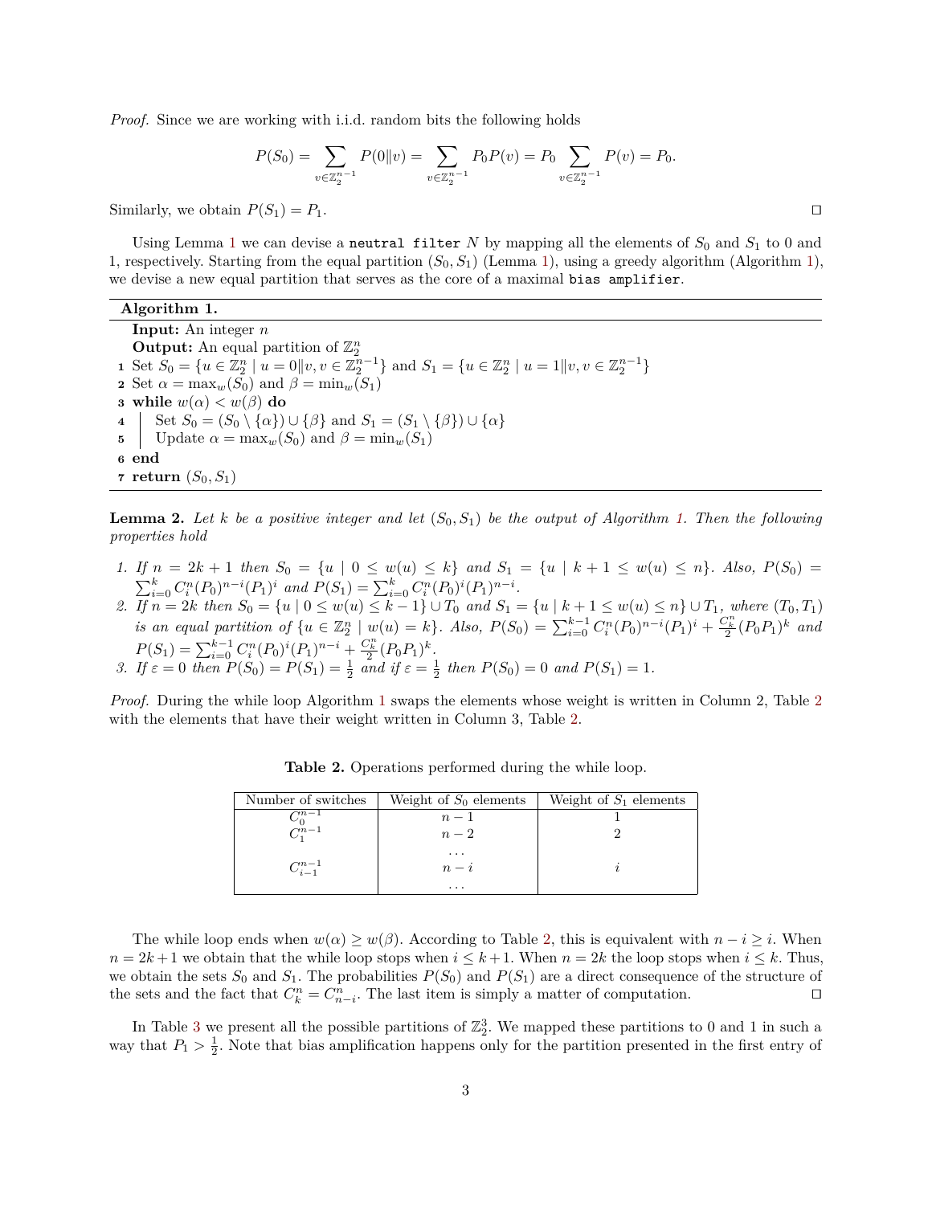*Proof.* Since we are working with i.i.d. random bits the following holds

$$P(S_0) = \sum_{v \in \mathbb{Z}_2^{n-1}} P(0\|v) = \sum_{v \in \mathbb{Z}_2^{n-1}} P_0 P(v) = P_0 \sum_{v \in \mathbb{Z}_2^{n-1}} P(v) = P_0.$$

Similarly, we obtain $P(S_1) = P_1$. ◻

Using Lemma 1 we can devise a `neutral filter` $N$ by mapping all the elements of $S_0$ and $S_1$ to 0 and 1, respectively. Starting from the equal partition $(S_0, S_1)$ (Lemma 1), using a greedy algorithm (Algorithm 1), we devise a new equal partition that serves as the core of a maximal `bias amplifier`.

**Algorithm 1.**

**Input:** An integer $n$
**Output:** An equal partition of $\mathbb{Z}_2^n$

1. Set $S_0 = \{u \in \mathbb{Z}_2^n \mid u = 0\|v, v \in \mathbb{Z}_2^{n-1}\}$ and $S_1 = \{u \in \mathbb{Z}_2^n \mid u = 1\|v, v \in \mathbb{Z}_2^{n-1}\}$
2. Set $\alpha = \max_w(S_0)$ and $\beta = \min_w(S_1)$
3. **while** $w(\alpha) < w(\beta)$ **do**
4. &nbsp;&nbsp;&nbsp;&nbsp;Set $S_0 = (S_0 \setminus \{\alpha\}) \cup \{\beta\}$ and $S_1 = (S_1 \setminus \{\beta\}) \cup \{\alpha\}$
5. &nbsp;&nbsp;&nbsp;&nbsp;Update $\alpha = \max_w(S_0)$ and $\beta = \min_w(S_1)$
6. **end**
7. **return** $(S_0, S_1)$

**Lemma 2.** *Let $k$ be a positive integer and let $(S_0, S_1)$ be the output of Algorithm 1. Then the following properties hold*

1. *If $n = 2k+1$ then $S_0 = \{u \mid 0 \le w(u) \le k\}$ and $S_1 = \{u \mid k+1 \le w(u) \le n\}$. Also, $P(S_0) = \sum_{i=0}^{k} C_i^n (P_0)^{n-i}(P_1)^i$ and $P(S_1) = \sum_{i=0}^{k} C_i^n (P_0)^i (P_1)^{n-i}$.*
2. *If $n = 2k$ then $S_0 = \{u \mid 0 \le w(u) \le k-1\} \cup T_0$ and $S_1 = \{u \mid k+1 \le w(u) \le n\} \cup T_1$, where $(T_0, T_1)$ is an equal partition of $\{u \in \mathbb{Z}_2^n \mid w(u) = k\}$. Also, $P(S_0) = \sum_{i=0}^{k-1} C_i^n (P_0)^{n-i}(P_1)^i + \frac{C_k^n}{2}(P_0P_1)^k$ and $P(S_1) = \sum_{i=0}^{k-1} C_i^n (P_0)^i (P_1)^{n-i} + \frac{C_k^n}{2}(P_0P_1)^k$.*
3. *If $\varepsilon = 0$ then $P(S_0) = P(S_1) = \frac{1}{2}$ and if $\varepsilon = \frac{1}{2}$ then $P(S_0) = 0$ and $P(S_1) = 1$.*

*Proof.* During the while loop Algorithm 1 swaps the elements whose weight is written in Column 2, Table 2 with the elements that have their weight written in Column 3, Table 2.

**Table 2.** Operations performed during the while loop.

| Number of switches | Weight of $S_0$ elements | Weight of $S_1$ elements |
|---|---|---|
| $C_0^{n-1}$ | $n-1$ | 1 |
| $C_1^{n-1}$ | $n-2$ | 2 |
| | $\dots$ | |
| $C_{i-1}^{n-1}$ | $n-i$ | $i$ |
| | $\dots$ | |

The while loop ends when $w(\alpha) \ge w(\beta)$. According to Table 2, this is equivalent with $n - i \ge i$. When $n = 2k+1$ we obtain that the while loop stops when $i \le k+1$. When $n = 2k$ the loop stops when $i \le k$. Thus, we obtain the sets $S_0$ and $S_1$. The probabilities $P(S_0)$ and $P(S_1)$ are a direct consequence of the structure of the sets and the fact that $C_k^n = C_{n-i}^n$. The last item is simply a matter of computation. ◻

In Table 3 we present all the possible partitions of $\mathbb{Z}_2^3$. We mapped these partitions to 0 and 1 in such a way that $P_1 > \frac{1}{2}$. Note that bias amplification happens only for the partition presented in the first entry of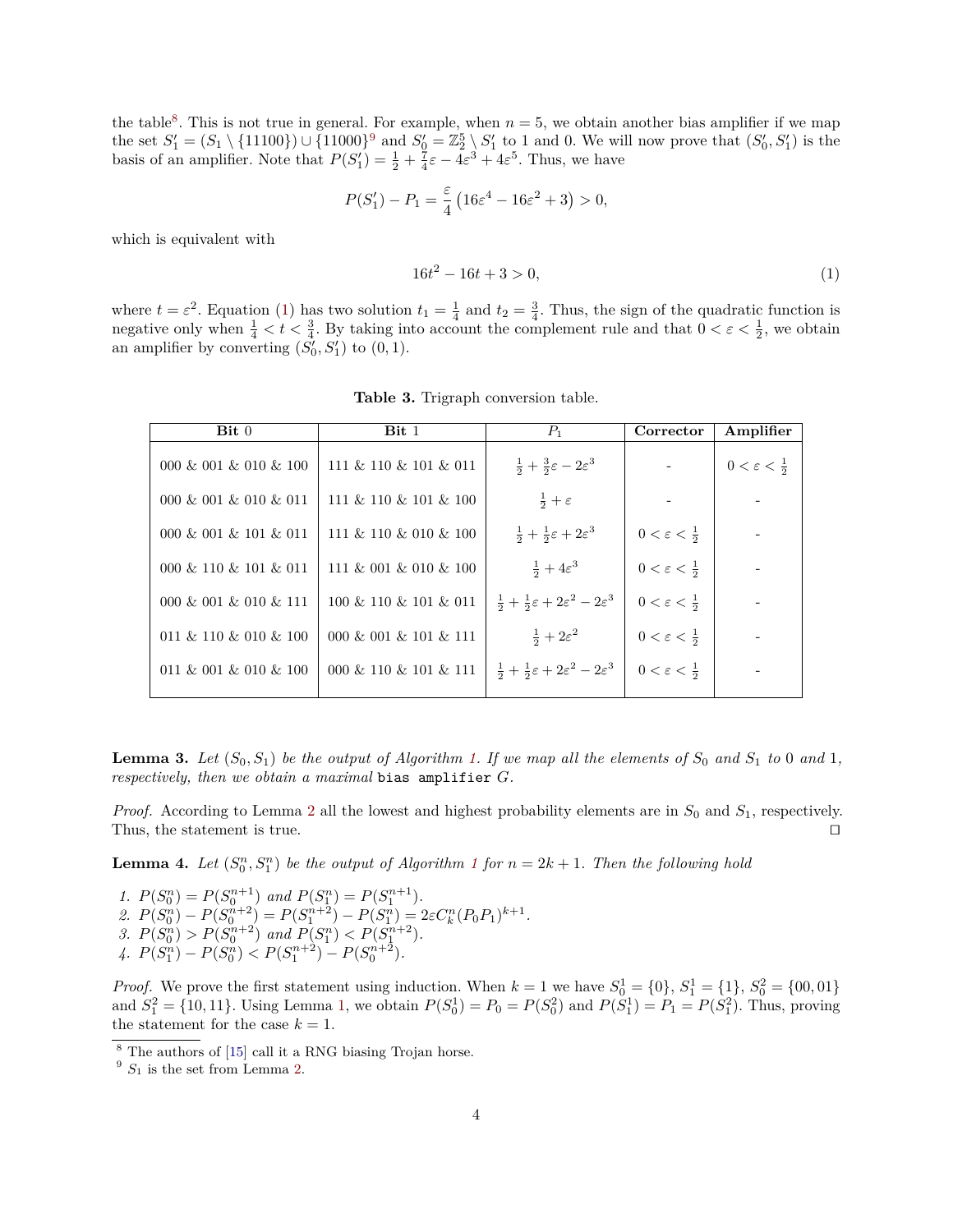the table[8]. This is not true in general. For example, when $n = 5$, we obtain another bias amplifier if we map the set $S'_1 = (S_1 \setminus \{11100\}) \cup \{11000\}$[9] and $S'_0 = \mathbb{Z}_2^5 \setminus S'_1$ to 1 and 0. We will now prove that $(S'_0, S'_1)$ is the basis of an amplifier. Note that $P(S'_1) = \frac{1}{2} + \frac{7}{4}\varepsilon - 4\varepsilon^3 + 4\varepsilon^5$. Thus, we have

$$P(S'_1) - P_1 = \frac{\varepsilon}{4}\left(16\varepsilon^4 - 16\varepsilon^2 + 3\right) > 0,$$

which is equivalent with

$$16t^2 - 16t + 3 > 0, \tag{1}$$

where $t = \varepsilon^2$. Equation (1) has two solution $t_1 = \frac{1}{4}$ and $t_2 = \frac{3}{4}$. Thus, the sign of the quadratic function is negative only when $\frac{1}{4} < t < \frac{3}{4}$. By taking into account the complement rule and that $0 < \varepsilon < \frac{1}{2}$, we obtain an amplifier by converting $(S'_0, S'_1)$ to $(0, 1)$.

**Table 3.** Trigraph conversion table.

| **Bit** 0 | **Bit** 1 | $P_1$ | **Corrector** | **Amplifier** |
|---|---|---|---|---|
| 000 & 001 & 010 & 100 | 111 & 110 & 101 & 011 | $\frac{1}{2} + \frac{3}{2}\varepsilon - 2\varepsilon^3$ | - | $0 < \varepsilon < \frac{1}{2}$ |
| 000 & 001 & 010 & 011 | 111 & 110 & 101 & 100 | $\frac{1}{2} + \varepsilon$ | - | - |
| 000 & 001 & 101 & 011 | 111 & 110 & 010 & 100 | $\frac{1}{2} + \frac{1}{2}\varepsilon + 2\varepsilon^3$ | $0 < \varepsilon < \frac{1}{2}$ | - |
| 000 & 110 & 101 & 011 | 111 & 001 & 010 & 100 | $\frac{1}{2} + 4\varepsilon^3$ | $0 < \varepsilon < \frac{1}{2}$ | - |
| 000 & 001 & 010 & 111 | 100 & 110 & 101 & 011 | $\frac{1}{2} + \frac{1}{2}\varepsilon + 2\varepsilon^2 - 2\varepsilon^3$ | $0 < \varepsilon < \frac{1}{2}$ | - |
| 011 & 110 & 010 & 100 | 000 & 001 & 101 & 111 | $\frac{1}{2} + 2\varepsilon^2$ | $0 < \varepsilon < \frac{1}{2}$ | - |
| 011 & 001 & 010 & 100 | 000 & 110 & 101 & 111 | $\frac{1}{2} + \frac{1}{2}\varepsilon + 2\varepsilon^2 - 2\varepsilon^3$ | $0 < \varepsilon < \frac{1}{2}$ | - |

**Lemma 3.** *Let $(S_0, S_1)$ be the output of Algorithm 1. If we map all the elements of $S_0$ and $S_1$ to 0 and 1, respectively, then we obtain a maximal* `bias amplifier` *$G$.*

*Proof.* According to Lemma 2 all the lowest and highest probability elements are in $S_0$ and $S_1$, respectively. Thus, the statement is true. ◻

**Lemma 4.** *Let $(S_0^n, S_1^n)$ be the output of Algorithm 1 for $n = 2k + 1$. Then the following hold*

1. $P(S_0^n) = P(S_0^{n+1})$ *and* $P(S_1^n) = P(S_1^{n+1})$.
2. $P(S_0^n) - P(S_0^{n+2}) = P(S_1^{n+2}) - P(S_1^n) = 2\varepsilon C_k^n (P_0 P_1)^{k+1}$.
3. $P(S_0^n) > P(S_0^{n+2})$ *and* $P(S_1^n) < P(S_1^{n+2})$.
4. $P(S_1^n) - P(S_0^n) < P(S_1^{n+2}) - P(S_0^{n+2})$.

*Proof.* We prove the first statement using induction. When $k = 1$ we have $S_0^1 = \{0\}$, $S_1^1 = \{1\}$, $S_0^2 = \{00, 01\}$ and $S_1^2 = \{10, 11\}$. Using Lemma 1, we obtain $P(S_0^1) = P_0 = P(S_0^2)$ and $P(S_1^1) = P_1 = P(S_1^2)$. Thus, proving the statement for the case $k = 1$.

[8] The authors of [15] call it a RNG biasing Trojan horse.

[9] $S_1$ is the set from Lemma 2.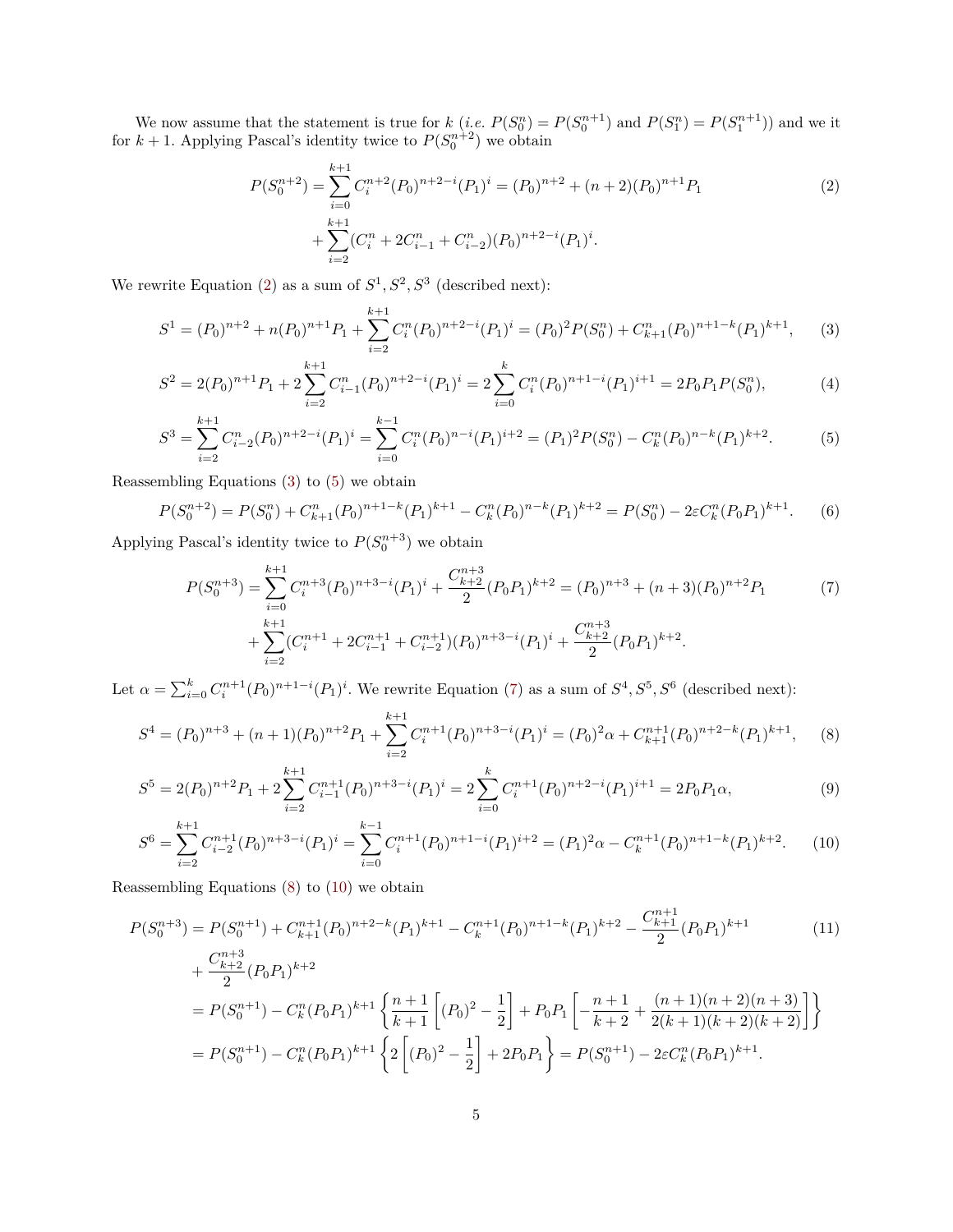We now assume that the statement is true for $k$ (*i.e.* $P(S_0^n) = P(S_0^{n+1})$ and $P(S_1^n) = P(S_1^{n+1})$) and we it for $k+1$. Applying Pascal's identity twice to $P(S_0^{n+2})$ we obtain

$$
\begin{aligned}
P(S_0^{n+2}) = \sum_{i=0}^{k+1} C_i^{n+2}(P_0)^{n+2-i}(P_1)^i &= (P_0)^{n+2} + (n+2)(P_0)^{n+1}P_1 \\
&+ \sum_{i=2}^{k+1}(C_i^n + 2C_{i-1}^n + C_{i-2}^n)(P_0)^{n+2-i}(P_1)^i.
\end{aligned}
\tag{2}
$$

We rewrite Equation (2) as a sum of $S^1, S^2, S^3$ (described next):

$$
S^1 = (P_0)^{n+2} + n(P_0)^{n+1}P_1 + \sum_{i=2}^{k+1} C_i^n (P_0)^{n+2-i}(P_1)^i = (P_0)^2 P(S_0^n) + C_{k+1}^n (P_0)^{n+1-k}(P_1)^{k+1}, \tag{3}
$$

$$
S^2 = 2(P_0)^{n+1}P_1 + 2\sum_{i=2}^{k+1} C_{i-1}^n (P_0)^{n+2-i}(P_1)^i = 2\sum_{i=0}^{k} C_i^n (P_0)^{n+1-i}(P_1)^{i+1} = 2P_0P_1P(S_0^n), \tag{4}
$$

$$
S^3 = \sum_{i=2}^{k+1} C_{i-2}^n (P_0)^{n+2-i}(P_1)^i = \sum_{i=0}^{k-1} C_i^n (P_0)^{n-i}(P_1)^{i+2} = (P_1)^2 P(S_0^n) - C_k^n (P_0)^{n-k}(P_1)^{k+2}. \tag{5}
$$

Reassembling Equations (3) to (5) we obtain

$$
P(S_0^{n+2}) = P(S_0^n) + C_{k+1}^n (P_0)^{n+1-k}(P_1)^{k+1} - C_k^n (P_0)^{n-k}(P_1)^{k+2} = P(S_0^n) - 2\varepsilon C_k^n (P_0P_1)^{k+1}. \tag{6}
$$

Applying Pascal's identity twice to $P(S_0^{n+3})$ we obtain

$$
\begin{aligned}
P(S_0^{n+3}) = \sum_{i=0}^{k+1} C_i^{n+3}(P_0)^{n+3-i}(P_1)^i + \frac{C_{k+2}^{n+3}}{2}(P_0P_1)^{k+2} &= (P_0)^{n+3} + (n+3)(P_0)^{n+2}P_1 \\
&+ \sum_{i=2}^{k+1}(C_i^{n+1} + 2C_{i-1}^{n+1} + C_{i-2}^{n+1})(P_0)^{n+3-i}(P_1)^i + \frac{C_{k+2}^{n+3}}{2}(P_0P_1)^{k+2}.
\end{aligned}
\tag{7}
$$

Let $\alpha = \sum_{i=0}^{k} C_i^{n+1}(P_0)^{n+1-i}(P_1)^i$. We rewrite Equation (7) as a sum of $S^4, S^5, S^6$ (described next):

$$
S^4 = (P_0)^{n+3} + (n+1)(P_0)^{n+2}P_1 + \sum_{i=2}^{k+1} C_i^{n+1}(P_0)^{n+3-i}(P_1)^i = (P_0)^2\alpha + C_{k+1}^{n+1}(P_0)^{n+2-k}(P_1)^{k+1}, \tag{8}
$$

$$
S^5 = 2(P_0)^{n+2}P_1 + 2\sum_{i=2}^{k+1} C_{i-1}^{n+1}(P_0)^{n+3-i}(P_1)^i = 2\sum_{i=0}^{k} C_i^{n+1}(P_0)^{n+2-i}(P_1)^{i+1} = 2P_0P_1\alpha, \tag{9}
$$

$$
S^6 = \sum_{i=2}^{k+1} C_{i-2}^{n+1}(P_0)^{n+3-i}(P_1)^i = \sum_{i=0}^{k-1} C_i^{n+1}(P_0)^{n+1-i}(P_1)^{i+2} = (P_1)^2\alpha - C_k^{n+1}(P_0)^{n+1-k}(P_1)^{k+2}. \tag{10}
$$

Reassembling Equations (8) to (10) we obtain

$$
\begin{aligned}
P(S_0^{n+3}) &= P(S_0^{n+1}) + C_{k+1}^{n+1}(P_0)^{n+2-k}(P_1)^{k+1} - C_k^{n+1}(P_0)^{n+1-k}(P_1)^{k+2} - \frac{C_{k+1}^{n+1}}{2}(P_0P_1)^{k+1} \\
&+ \frac{C_{k+2}^{n+3}}{2}(P_0P_1)^{k+2} \\
&= P(S_0^{n+1}) - C_k^n (P_0P_1)^{k+1}\left\{\frac{n+1}{k+1}\left[(P_0)^2 - \frac{1}{2}\right] + P_0P_1\left[-\frac{n+1}{k+2} + \frac{(n+1)(n+2)(n+3)}{2(k+1)(k+2)(k+2)}\right]\right\} \\
&= P(S_0^{n+1}) - C_k^n (P_0P_1)^{k+1}\left\{2\left[(P_0)^2 - \frac{1}{2}\right] + 2P_0P_1\right\} = P(S_0^{n+1}) - 2\varepsilon C_k^n (P_0P_1)^{k+1}.
\end{aligned}
\tag{11}
$$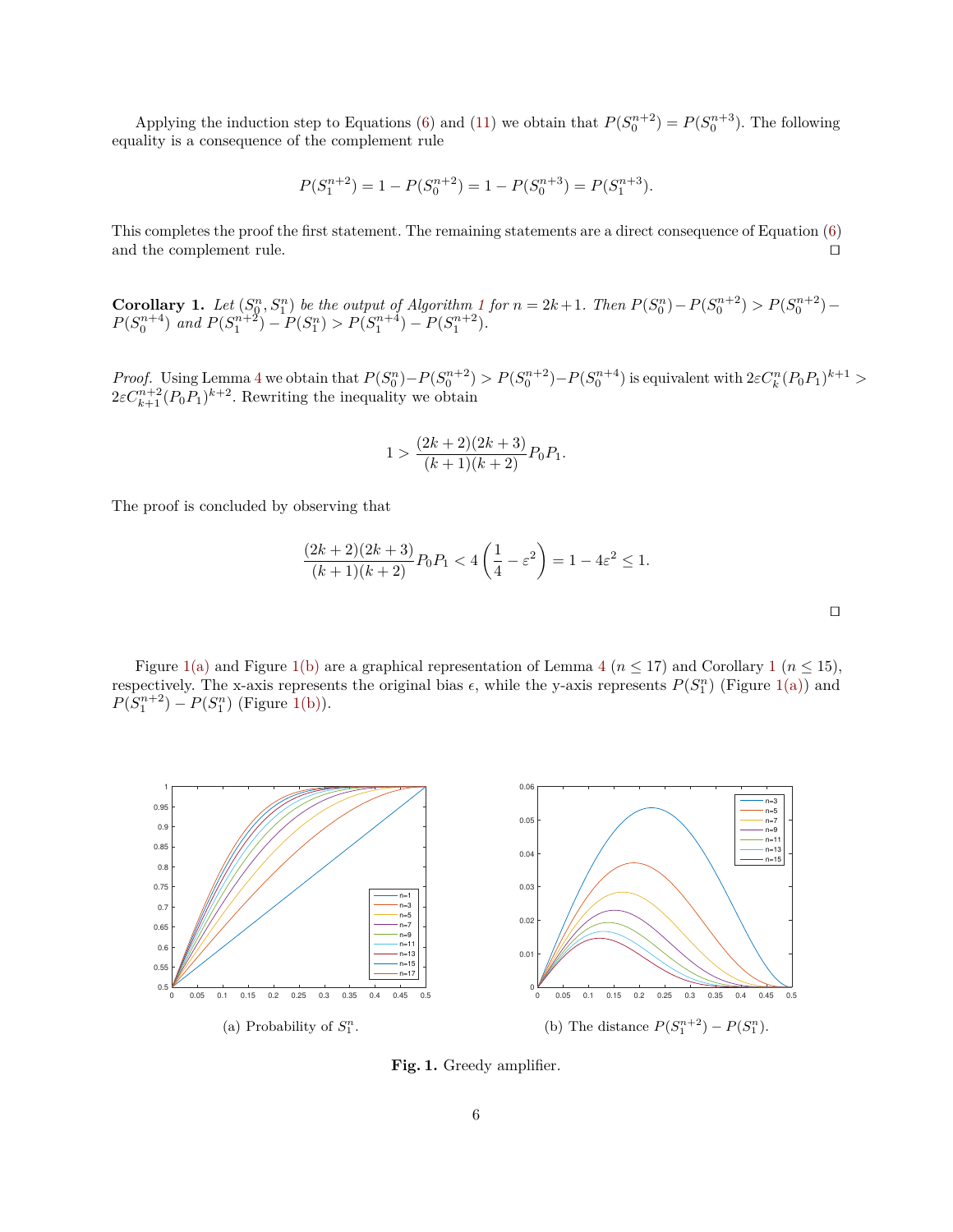Applying the induction step to Equations (6) and (11) we obtain that $P(S_0^{n+2}) = P(S_0^{n+3})$. The following equality is a consequence of the complement rule

$$P(S_1^{n+2}) = 1 - P(S_0^{n+2}) = 1 - P(S_0^{n+3}) = P(S_1^{n+3}).$$

This completes the proof the first statement. The remaining statements are a direct consequence of Equation (6) and the complement rule. □

**Corollary 1.** *Let $(S_0^n, S_1^n)$ be the output of Algorithm 1 for $n = 2k+1$. Then $P(S_0^n) - P(S_0^{n+2}) > P(S_0^{n+2}) - P(S_0^{n+4})$ and $P(S_1^{n+2}) - P(S_1^n) > P(S_1^{n+4}) - P(S_1^{n+2})$.*

*Proof.* Using Lemma 4 we obtain that $P(S_0^n) - P(S_0^{n+2}) > P(S_0^{n+2}) - P(S_0^{n+4})$ is equivalent with $2\varepsilon C_k^n (P_0P_1)^{k+1} > 2\varepsilon C_{k+1}^{n+2} (P_0P_1)^{k+2}$. Rewriting the inequality we obtain

$$1 > \frac{(2k+2)(2k+3)}{(k+1)(k+2)} P_0P_1.$$

The proof is concluded by observing that

$$\frac{(2k+2)(2k+3)}{(k+1)(k+2)} P_0P_1 < 4\left(\frac{1}{4} - \varepsilon^2\right) = 1 - 4\varepsilon^2 \leq 1.$$

□

Figure 1(a) and Figure 1(b) are a graphical representation of Lemma 4 ($n \leq 17$) and Corollary 1 ($n \leq 15$), respectively. The x-axis represents the original bias $\epsilon$, while the y-axis represents $P(S_1^n)$ (Figure 1(a)) and $P(S_1^{n+2}) - P(S_1^n)$ (Figure 1(b)).

(a) Probability of $S_1^n$.

(b) The distance $P(S_1^{n+2}) - P(S_1^n)$.

**Fig. 1.** Greedy amplifier.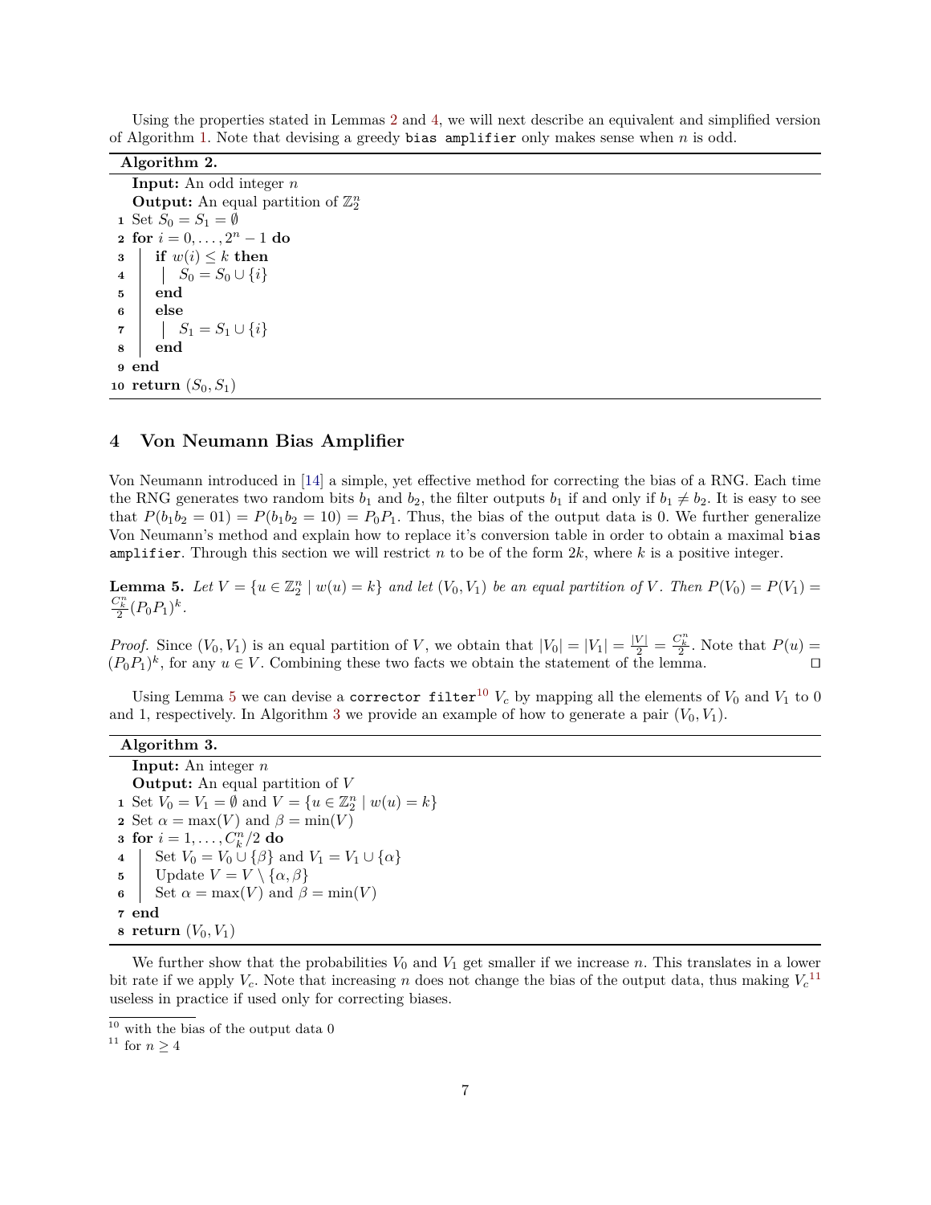Using the properties stated in Lemmas 2 and 4, we will next describe an equivalent and simplified version of Algorithm 1. Note that devising a greedy `bias amplifier` only makes sense when $n$ is odd.

**Algorithm 2.**

```
Input: An odd integer n
Output: An equal partition of Z_2^n
1  Set S_0 = S_1 = ∅
2  for i = 0, ..., 2^n − 1 do
3      if w(i) ≤ k then
4          S_0 = S_0 ∪ {i}
5      end
6      else
7          S_1 = S_1 ∪ {i}
8      end
9  end
10 return (S_0, S_1)
```

## 4 Von Neumann Bias Amplifier

Von Neumann introduced in [14] a simple, yet effective method for correcting the bias of a RNG. Each time the RNG generates two random bits $b_1$ and $b_2$, the filter outputs $b_1$ if and only if $b_1 \neq b_2$. It is easy to see that $P(b_1 b_2 = 01) = P(b_1 b_2 = 10) = P_0 P_1$. Thus, the bias of the output data is 0. We further generalize Von Neumann's method and explain how to replace it's conversion table in order to obtain a maximal `bias amplifier`. Through this section we will restrict $n$ to be of the form $2k$, where $k$ is a positive integer.

**Lemma 5.** *Let $V = \{u \in \mathbb{Z}_2^n \mid w(u) = k\}$ and let $(V_0, V_1)$ be an equal partition of $V$. Then $P(V_0) = P(V_1) = \frac{C_k^n}{2}(P_0 P_1)^k$.*

*Proof.* Since $(V_0, V_1)$ is an equal partition of $V$, we obtain that $|V_0| = |V_1| = \frac{|V|}{2} = \frac{C_k^n}{2}$. Note that $P(u) = (P_0 P_1)^k$, for any $u \in V$. Combining these two facts we obtain the statement of the lemma. ◻

Using Lemma 5 we can devise a `corrector filter`[10] $V_c$ by mapping all the elements of $V_0$ and $V_1$ to 0 and 1, respectively. In Algorithm 3 we provide an example of how to generate a pair $(V_0, V_1)$.

**Algorithm 3.**

```
Input: An integer n
Output: An equal partition of V
1  Set V_0 = V_1 = ∅ and V = {u ∈ Z_2^n | w(u) = k}
2  Set α = max(V) and β = min(V)
3  for i = 1, ..., C_k^n/2 do
4      Set V_0 = V_0 ∪ {β} and V_1 = V_1 ∪ {α}
5      Update V = V \ {α, β}
6      Set α = max(V) and β = min(V)
7  end
8  return (V_0, V_1)
```

We further show that the probabilities $V_0$ and $V_1$ get smaller if we increase $n$. This translates in a lower bit rate if we apply $V_c$. Note that increasing $n$ does not change the bias of the output data, thus making $V_c$[11] useless in practice if used only for correcting biases.

[10] with the bias of the output data 0

[11] for $n \geq 4$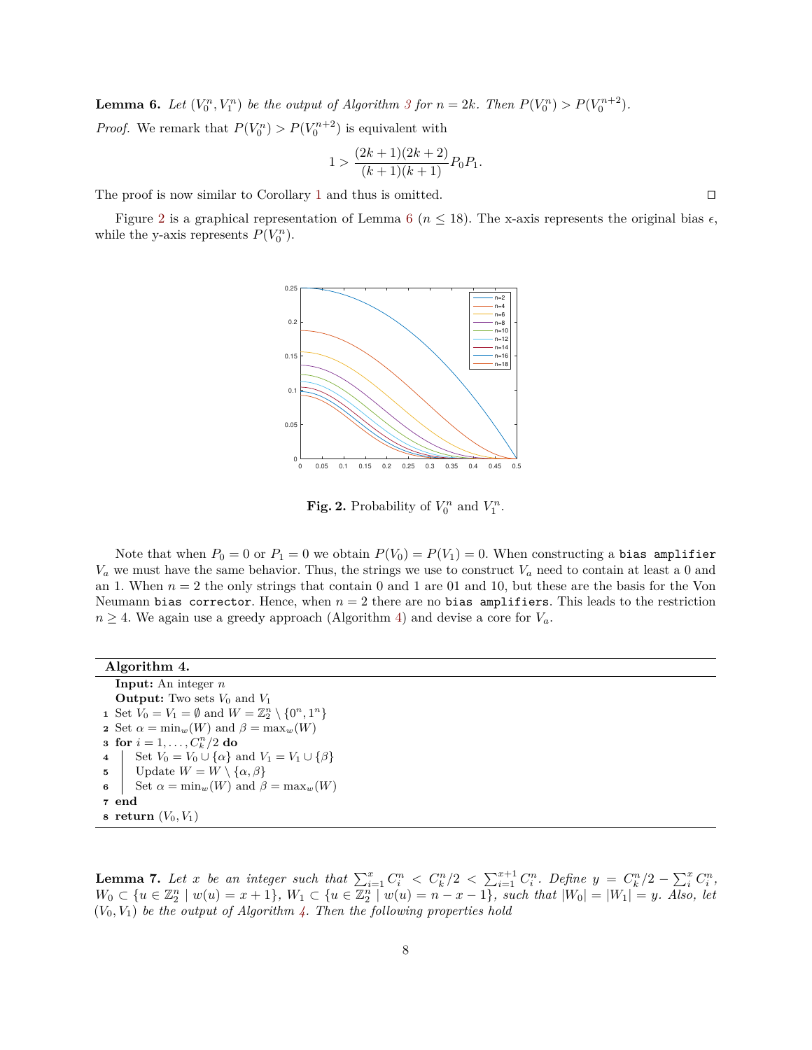**Lemma 6.** *Let $(V_0^n, V_1^n)$ be the output of Algorithm 3 for $n = 2k$. Then $P(V_0^n) > P(V_0^{n+2})$.*

*Proof.* We remark that $P(V_0^n) > P(V_0^{n+2})$ is equivalent with

$$1 > \frac{(2k+1)(2k+2)}{(k+1)(k+1)} P_0 P_1.$$

The proof is now similar to Corollary 1 and thus is omitted. □

Figure 2 is a graphical representation of Lemma 6 ($n \leq 18$). The x-axis represents the original bias $\epsilon$, while the y-axis represents $P(V_0^n)$.

**Fig. 2.** Probability of $V_0^n$ and $V_1^n$.

Note that when $P_0 = 0$ or $P_1 = 0$ we obtain $P(V_0) = P(V_1) = 0$. When constructing a `bias amplifier` $V_a$ we must have the same behavior. Thus, the strings we use to construct $V_a$ need to contain at least a 0 and an 1. When $n = 2$ the only strings that contain 0 and 1 are 01 and 10, but these are the basis for the Von Neumann `bias corrector`. Hence, when $n = 2$ there are no `bias amplifiers`. This leads to the restriction $n \geq 4$. We again use a greedy approach (Algorithm 4) and devise a core for $V_a$.

**Algorithm 4.**

**Input:** An integer $n$
**Output:** Two sets $V_0$ and $V_1$

1. Set $V_0 = V_1 = \emptyset$ and $W = \mathbb{Z}_2^n \setminus \{0^n, 1^n\}$
2. Set $\alpha = \min_w(W)$ and $\beta = \max_w(W)$
3. **for** $i = 1, \ldots, C_k^n/2$ **do**
4. Set $V_0 = V_0 \cup \{\alpha\}$ and $V_1 = V_1 \cup \{\beta\}$
5. Update $W = W \setminus \{\alpha, \beta\}$
6. Set $\alpha = \min_w(W)$ and $\beta = \max_w(W)$
7. **end**
8. **return** $(V_0, V_1)$

**Lemma 7.** *Let $x$ be an integer such that $\sum_{i=1}^{x} C_i^n < C_k^n/2 < \sum_{i=1}^{x+1} C_i^n$. Define $y = C_k^n/2 - \sum_i^x C_i^n$, $W_0 \subset \{u \in \mathbb{Z}_2^n \mid w(u) = x+1\}$, $W_1 \subset \{u \in \mathbb{Z}_2^n \mid w(u) = n-x-1\}$, such that $|W_0| = |W_1| = y$. Also, let $(V_0, V_1)$ be the output of Algorithm 4. Then the following properties hold*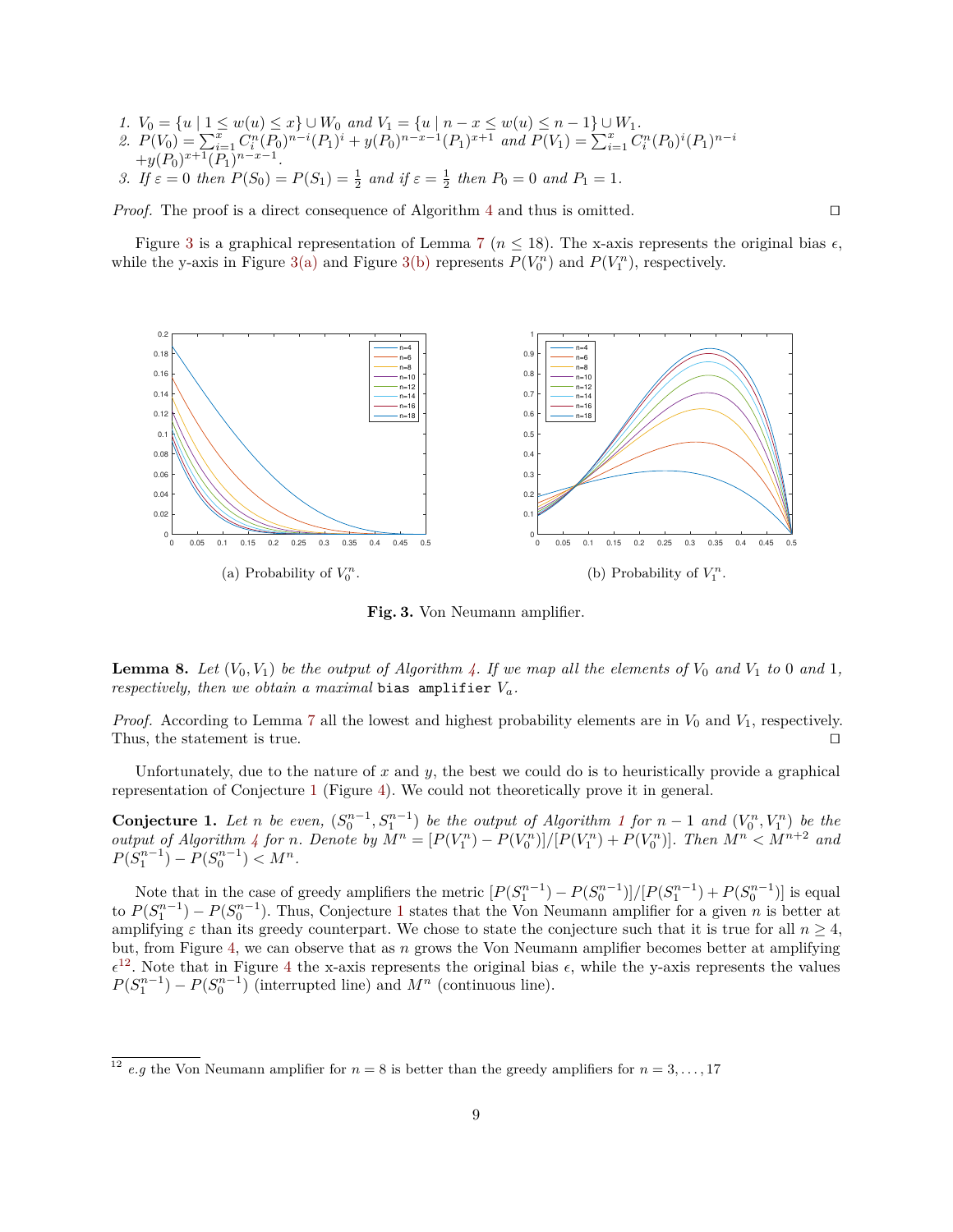1. $V_0 = \{u \mid 1 \leq w(u) \leq x\} \cup W_0$ and $V_1 = \{u \mid n - x \leq w(u) \leq n-1\} \cup W_1$.
2. $P(V_0) = \sum_{i=1}^{x} C_i^n (P_0)^{n-i}(P_1)^i + y(P_0)^{n-x-1}(P_1)^{x+1}$ and $P(V_1) = \sum_{i=1}^{x} C_i^n (P_0)^i (P_1)^{n-i}$ $+y(P_0)^{x+1}(P_1)^{n-x-1}$.
3. If $\varepsilon = 0$ then $P(S_0) = P(S_1) = \frac{1}{2}$ and if $\varepsilon = \frac{1}{2}$ then $P_0 = 0$ and $P_1 = 1$.

*Proof.* The proof is a direct consequence of Algorithm 4 and thus is omitted. ☐

Figure 3 is a graphical representation of Lemma 7 ($n \leq 18$). The x-axis represents the original bias $\epsilon$, while the y-axis in Figure 3(a) and Figure 3(b) represents $P(V_0^n)$ and $P(V_1^n)$, respectively.

(a) Probability of $V_0^n$.

(b) Probability of $V_1^n$.

**Fig. 3.** Von Neumann amplifier.

**Lemma 8.** *Let $(V_0, V_1)$ be the output of Algorithm 4. If we map all the elements of $V_0$ and $V_1$ to 0 and 1, respectively, then we obtain a maximal* `bias amplifier` *$V_a$.*

*Proof.* According to Lemma 7 all the lowest and highest probability elements are in $V_0$ and $V_1$, respectively. Thus, the statement is true. ☐

Unfortunately, due to the nature of $x$ and $y$, the best we could do is to heuristically provide a graphical representation of Conjecture 1 (Figure 4). We could not theoretically prove it in general.

**Conjecture 1.** *Let $n$ be even, $(S_0^{n-1}, S_1^{n-1})$ be the output of Algorithm 1 for $n-1$ and $(V_0^n, V_1^n)$ be the output of Algorithm 4 for $n$. Denote by $M^n = [P(V_1^n) - P(V_0^n)]/[P(V_1^n) + P(V_0^n)]$. Then $M^n < M^{n+2}$ and $P(S_1^{n-1}) - P(S_0^{n-1}) < M^n$.*

Note that in the case of greedy amplifiers the metric $[P(S_1^{n-1}) - P(S_0^{n-1})]/[P(S_1^{n-1}) + P(S_0^{n-1})]$ is equal to $P(S_1^{n-1}) - P(S_0^{n-1})$. Thus, Conjecture 1 states that the Von Neumann amplifier for a given $n$ is better at amplifying $\varepsilon$ than its greedy counterpart. We chose to state the conjecture such that it is true for all $n \geq 4$, but, from Figure 4, we can observe that as $n$ grows the Von Neumann amplifier becomes better at amplifying $\epsilon$[12]. Note that in Figure 4 the x-axis represents the original bias $\epsilon$, while the y-axis represents the values $P(S_1^{n-1}) - P(S_0^{n-1})$ (interrupted line) and $M^n$ (continuous line).

[12] *e.g* the Von Neumann amplifier for $n = 8$ is better than the greedy amplifiers for $n = 3, \ldots, 17$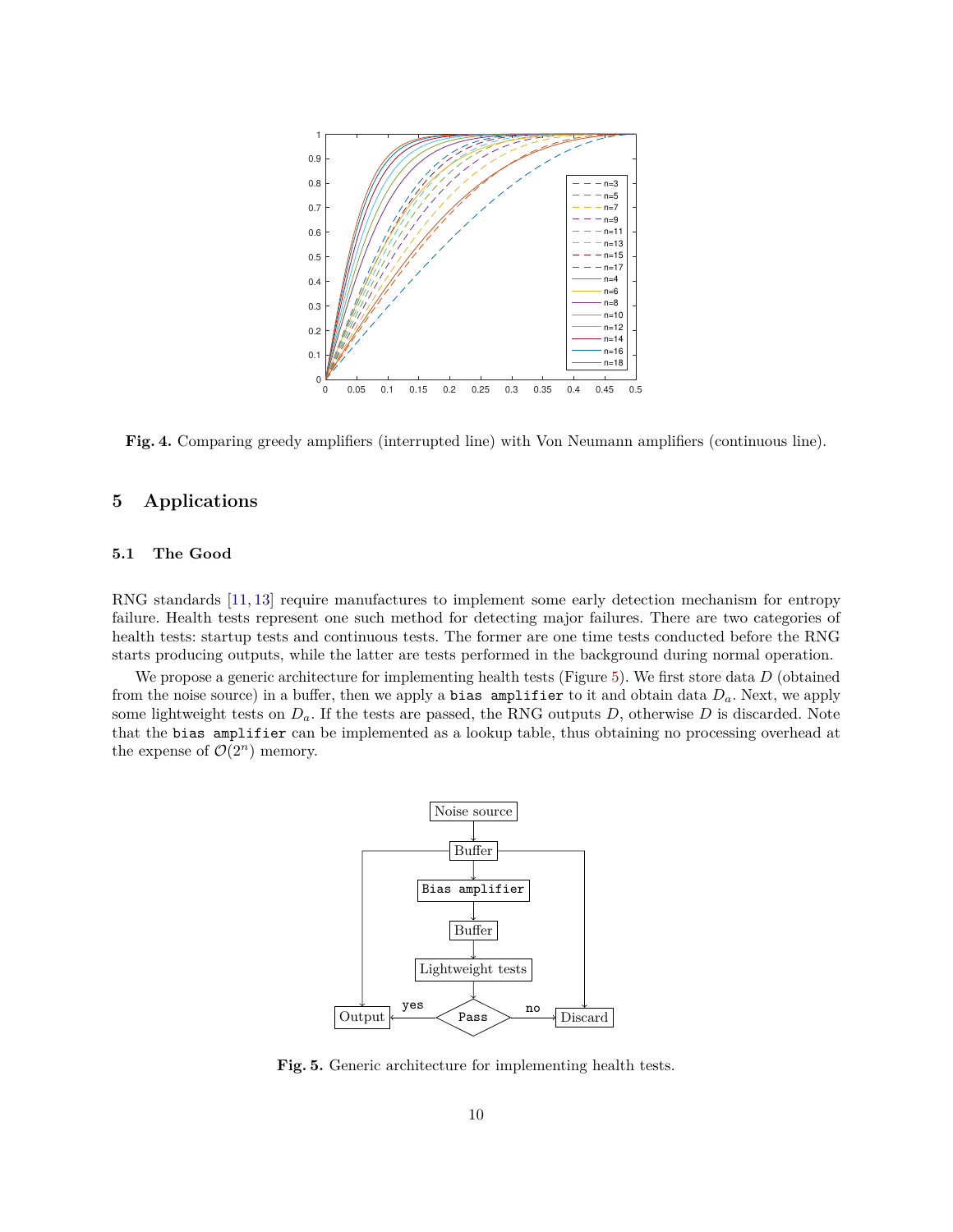**Fig. 4.** Comparing greedy amplifiers (interrupted line) with Von Neumann amplifiers (continuous line).

## 5 Applications

### 5.1 The Good

RNG standards [11, 13] require manufactures to implement some early detection mechanism for entropy failure. Health tests represent one such method for detecting major failures. There are two categories of health tests: startup tests and continuous tests. The former are one time tests conducted before the RNG starts producing outputs, while the latter are tests performed in the background during normal operation.

We propose a generic architecture for implementing health tests (Figure 5). We first store data $D$ (obtained from the noise source) in a buffer, then we apply a `bias amplifier` to it and obtain data $D_a$. Next, we apply some lightweight tests on $D_a$. If the tests are passed, the RNG outputs $D$, otherwise $D$ is discarded. Note that the `bias amplifier` can be implemented as a lookup table, thus obtaining no processing overhead at the expense of $\mathcal{O}(2^n)$ memory.

**Fig. 5.** Generic architecture for implementing health tests.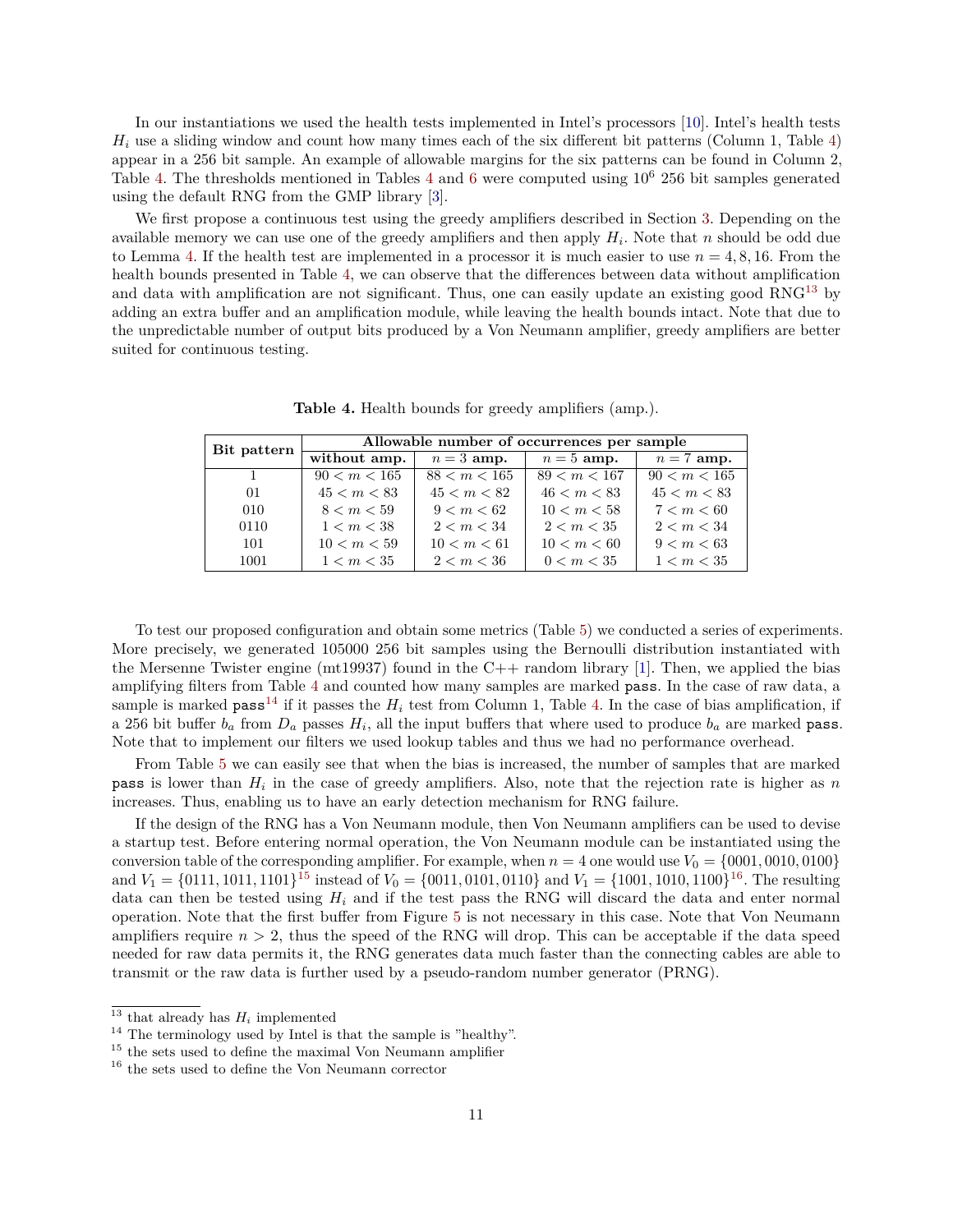In our instantiations we used the health tests implemented in Intel's processors [10]. Intel's health tests $H_i$ use a sliding window and count how many times each of the six different bit patterns (Column 1, Table 4) appear in a 256 bit sample. An example of allowable margins for the six patterns can be found in Column 2, Table 4. The thresholds mentioned in Tables 4 and 6 were computed using $10^6$ 256 bit samples generated using the default RNG from the GMP library [3].

We first propose a continuous test using the greedy amplifiers described in Section 3. Depending on the available memory we can use one of the greedy amplifiers and then apply $H_i$. Note that $n$ should be odd due to Lemma 4. If the health test are implemented in a processor it is much easier to use $n = 4, 8, 16$. From the health bounds presented in Table 4, we can observe that the differences between data without amplification and data with amplification are not significant. Thus, one can easily update an existing good RNG[13] by adding an extra buffer and an amplification module, while leaving the health bounds intact. Note that due to the unpredictable number of output bits produced by a Von Neumann amplifier, greedy amplifiers are better suited for continuous testing.

**Table 4.** Health bounds for greedy amplifiers (amp.).

| Bit pattern | Allowable number of occurrences per sample | | | |
|---|---|---|---|---|
| | **without amp.** | **$n = 3$ amp.** | **$n = 5$ amp.** | **$n = 7$ amp.** |
| 1 | $90 < m < 165$ | $88 < m < 165$ | $89 < m < 167$ | $90 < m < 165$ |
| 01 | $45 < m < 83$ | $45 < m < 82$ | $46 < m < 83$ | $45 < m < 83$ |
| 010 | $8 < m < 59$ | $9 < m < 62$ | $10 < m < 58$ | $7 < m < 60$ |
| 0110 | $1 < m < 38$ | $2 < m < 34$ | $2 < m < 35$ | $2 < m < 34$ |
| 101 | $10 < m < 59$ | $10 < m < 61$ | $10 < m < 60$ | $9 < m < 63$ |
| 1001 | $1 < m < 35$ | $2 < m < 36$ | $0 < m < 35$ | $1 < m < 35$ |

To test our proposed configuration and obtain some metrics (Table 5) we conducted a series of experiments. More precisely, we generated 105000 256 bit samples using the Bernoulli distribution instantiated with the Mersenne Twister engine (mt19937) found in the C++ random library [1]. Then, we applied the bias amplifying filters from Table 4 and counted how many samples are marked `pass`. In the case of raw data, a sample is marked `pass`[14] if it passes the $H_i$ test from Column 1, Table 4. In the case of bias amplification, if a 256 bit buffer $b_a$ from $D_a$ passes $H_i$, all the input buffers that where used to produce $b_a$ are marked `pass`. Note that to implement our filters we used lookup tables and thus we had no performance overhead.

From Table 5 we can easily see that when the bias is increased, the number of samples that are marked `pass` is lower than $H_i$ in the case of greedy amplifiers. Also, note that the rejection rate is higher as $n$ increases. Thus, enabling us to have an early detection mechanism for RNG failure.

If the design of the RNG has a Von Neumann module, then Von Neumann amplifiers can be used to devise a startup test. Before entering normal operation, the Von Neumann module can be instantiated using the conversion table of the corresponding amplifier. For example, when $n = 4$ one would use $V_0 = \{0001, 0010, 0100\}$ and $V_1 = \{0111, 1011, 1101\}$[15] instead of $V_0 = \{0011, 0101, 0110\}$ and $V_1 = \{1001, 1010, 1100\}$[16]. The resulting data can then be tested using $H_i$ and if the test pass the RNG will discard the data and enter normal operation. Note that the first buffer from Figure 5 is not necessary in this case. Note that Von Neumann amplifiers require $n > 2$, thus the speed of the RNG will drop. This can be acceptable if the data speed needed for raw data permits it, the RNG generates data much faster than the connecting cables are able to transmit or the raw data is further used by a pseudo-random number generator (PRNG).

---

[13] that already has $H_i$ implemented

[14] The terminology used by Intel is that the sample is "healthy".

[15] the sets used to define the maximal Von Neumann amplifier

[16] the sets used to define the Von Neumann corrector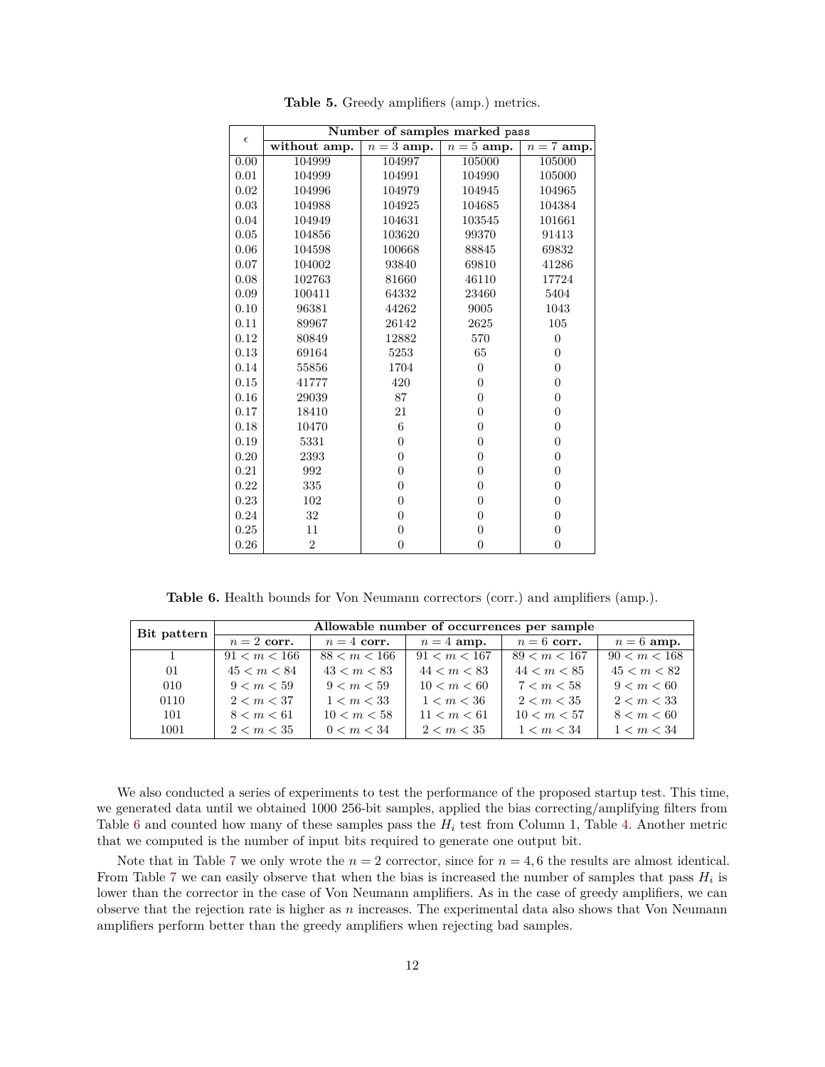**Table 5.** Greedy amplifiers (amp.) metrics.

| $\epsilon$ | Number of samples marked pass | | | |
|---|---|---|---|---|
| | **without amp.** | $n = 3$ **amp.** | $n = 5$ **amp.** | $n = 7$ **amp.** |
| 0.00 | 104999 | 104997 | 105000 | 105000 |
| 0.01 | 104999 | 104991 | 104990 | 105000 |
| 0.02 | 104996 | 104979 | 104945 | 104965 |
| 0.03 | 104988 | 104925 | 104685 | 104384 |
| 0.04 | 104949 | 104631 | 103545 | 101661 |
| 0.05 | 104856 | 103620 | 99370 | 91413 |
| 0.06 | 104598 | 100668 | 88845 | 69832 |
| 0.07 | 104002 | 93840 | 69810 | 41286 |
| 0.08 | 102763 | 81660 | 46110 | 17724 |
| 0.09 | 100411 | 64332 | 23460 | 5404 |
| 0.10 | 96381 | 44262 | 9005 | 1043 |
| 0.11 | 89967 | 26142 | 2625 | 105 |
| 0.12 | 80849 | 12882 | 570 | 0 |
| 0.13 | 69164 | 5253 | 65 | 0 |
| 0.14 | 55856 | 1704 | 0 | 0 |
| 0.15 | 41777 | 420 | 0 | 0 |
| 0.16 | 29039 | 87 | 0 | 0 |
| 0.17 | 18410 | 21 | 0 | 0 |
| 0.18 | 10470 | 6 | 0 | 0 |
| 0.19 | 5331 | 0 | 0 | 0 |
| 0.20 | 2393 | 0 | 0 | 0 |
| 0.21 | 992 | 0 | 0 | 0 |
| 0.22 | 335 | 0 | 0 | 0 |
| 0.23 | 102 | 0 | 0 | 0 |
| 0.24 | 32 | 0 | 0 | 0 |
| 0.25 | 11 | 0 | 0 | 0 |
| 0.26 | 2 | 0 | 0 | 0 |

**Table 6.** Health bounds for Von Neumann correctors (corr.) and amplifiers (amp.).

| **Bit pattern** | Allowable number of occurrences per sample | | | | |
|---|---|---|---|---|---|
| | $n = 2$ **corr.** | $n = 4$ **corr.** | $n = 4$ **amp.** | $n = 6$ **corr.** | $n = 6$ **amp.** |
| 1 | $91 < m < 166$ | $88 < m < 166$ | $91 < m < 167$ | $89 < m < 167$ | $90 < m < 168$ |
| 01 | $45 < m < 84$ | $43 < m < 83$ | $44 < m < 83$ | $44 < m < 85$ | $45 < m < 82$ |
| 010 | $9 < m < 59$ | $9 < m < 59$ | $10 < m < 60$ | $7 < m < 58$ | $9 < m < 60$ |
| 0110 | $2 < m < 37$ | $1 < m < 33$ | $1 < m < 36$ | $2 < m < 35$ | $2 < m < 33$ |
| 101 | $8 < m < 61$ | $10 < m < 58$ | $11 < m < 61$ | $10 < m < 57$ | $8 < m < 60$ |
| 1001 | $2 < m < 35$ | $0 < m < 34$ | $2 < m < 35$ | $1 < m < 34$ | $1 < m < 34$ |

We also conducted a series of experiments to test the performance of the proposed startup test. This time, we generated data until we obtained 1000 256-bit samples, applied the bias correcting/amplifying filters from Table 6 and counted how many of these samples pass the $H_i$ test from Column 1, Table 4. Another metric that we computed is the number of input bits required to generate one output bit.

Note that in Table 7 we only wrote the $n = 2$ corrector, since for $n = 4, 6$ the results are almost identical. From Table 7 we can easily observe that when the bias is increased the number of samples that pass $H_i$ is lower than the corrector in the case of Von Neumann amplifiers. As in the case of greedy amplifiers, we can observe that the rejection rate is higher as $n$ increases. The experimental data also shows that Von Neumann amplifiers perform better than the greedy amplifiers when rejecting bad samples.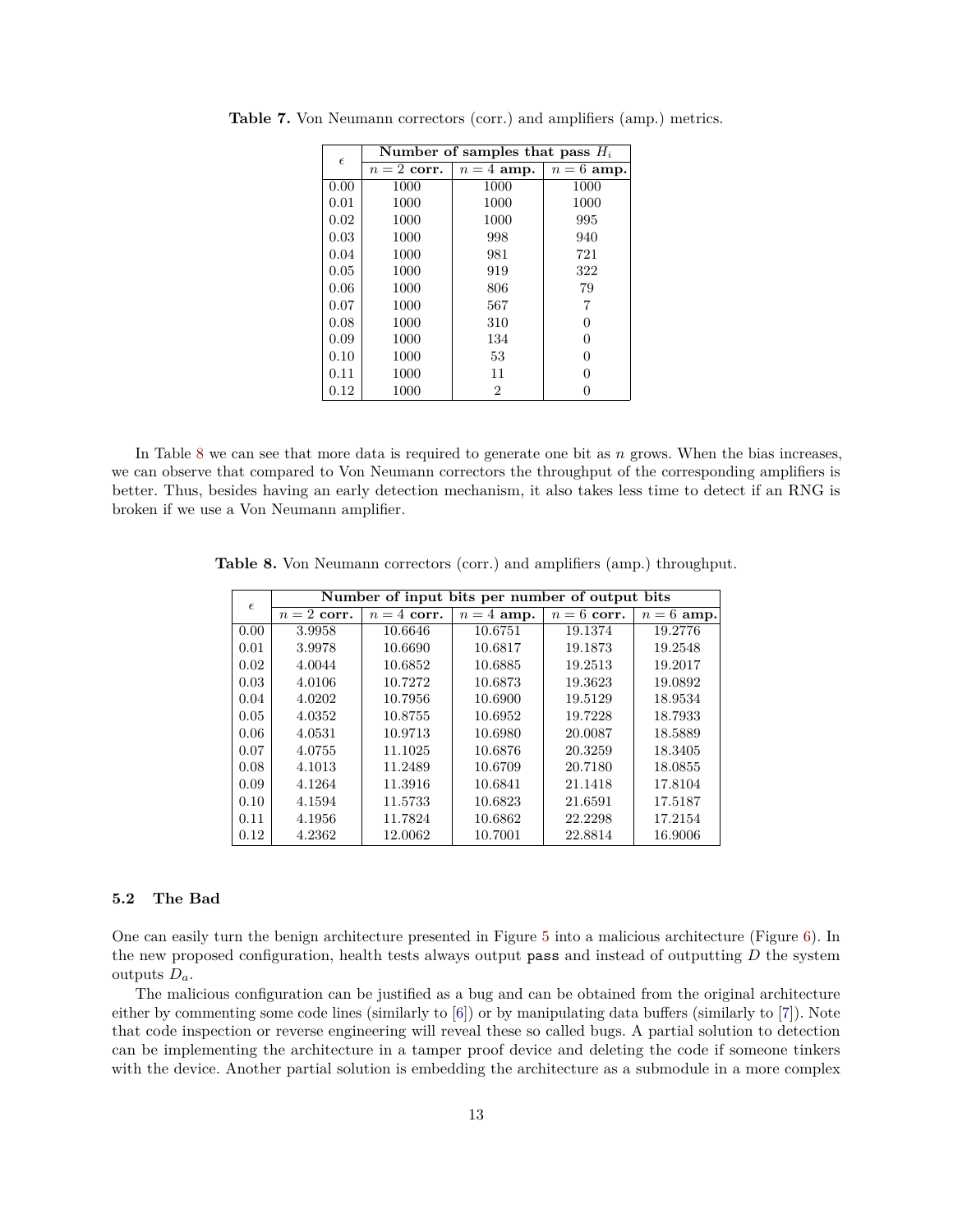**Table 7.** Von Neumann correctors (corr.) and amplifiers (amp.) metrics.

| $\epsilon$ | Number of samples that pass $H_i$ | | |
|---|---|---|---|
| | $n = 2$ **corr.** | $n = 4$ **amp.** | $n = 6$ **amp.** |
| 0.00 | 1000 | 1000 | 1000 |
| 0.01 | 1000 | 1000 | 1000 |
| 0.02 | 1000 | 1000 | 995 |
| 0.03 | 1000 | 998 | 940 |
| 0.04 | 1000 | 981 | 721 |
| 0.05 | 1000 | 919 | 322 |
| 0.06 | 1000 | 806 | 79 |
| 0.07 | 1000 | 567 | 7 |
| 0.08 | 1000 | 310 | 0 |
| 0.09 | 1000 | 134 | 0 |
| 0.10 | 1000 | 53 | 0 |
| 0.11 | 1000 | 11 | 0 |
| 0.12 | 1000 | 2 | 0 |

In Table 8 we can see that more data is required to generate one bit as $n$ grows. When the bias increases, we can observe that compared to Von Neumann correctors the throughput of the corresponding amplifiers is better. Thus, besides having an early detection mechanism, it also takes less time to detect if an RNG is broken if we use a Von Neumann amplifier.

**Table 8.** Von Neumann correctors (corr.) and amplifiers (amp.) throughput.

| $\epsilon$ | Number of input bits per number of output bits | | | | |
|---|---|---|---|---|---|
| | $n = 2$ **corr.** | $n = 4$ **corr.** | $n = 4$ **amp.** | $n = 6$ **corr.** | $n = 6$ **amp.** |
| 0.00 | 3.9958 | 10.6646 | 10.6751 | 19.1374 | 19.2776 |
| 0.01 | 3.9978 | 10.6690 | 10.6817 | 19.1873 | 19.2548 |
| 0.02 | 4.0044 | 10.6852 | 10.6885 | 19.2513 | 19.2017 |
| 0.03 | 4.0106 | 10.7272 | 10.6873 | 19.3623 | 19.0892 |
| 0.04 | 4.0202 | 10.7956 | 10.6900 | 19.5129 | 18.9534 |
| 0.05 | 4.0352 | 10.8755 | 10.6952 | 19.7228 | 18.7933 |
| 0.06 | 4.0531 | 10.9713 | 10.6980 | 20.0087 | 18.5889 |
| 0.07 | 4.0755 | 11.1025 | 10.6876 | 20.3259 | 18.3405 |
| 0.08 | 4.1013 | 11.2489 | 10.6709 | 20.7180 | 18.0855 |
| 0.09 | 4.1264 | 11.3916 | 10.6841 | 21.1418 | 17.8104 |
| 0.10 | 4.1594 | 11.5733 | 10.6823 | 21.6591 | 17.5187 |
| 0.11 | 4.1956 | 11.7824 | 10.6862 | 22.2298 | 17.2154 |
| 0.12 | 4.2362 | 12.0062 | 10.7001 | 22.8814 | 16.9006 |

### 5.2 The Bad

One can easily turn the benign architecture presented in Figure 5 into a malicious architecture (Figure 6). In the new proposed configuration, health tests always output `pass` and instead of outputting $D$ the system outputs $D_a$.

The malicious configuration can be justified as a bug and can be obtained from the original architecture either by commenting some code lines (similarly to [6]) or by manipulating data buffers (similarly to [7]). Note that code inspection or reverse engineering will reveal these so called bugs. A partial solution to detection can be implementing the architecture in a tamper proof device and deleting the code if someone tinkers with the device. Another partial solution is embedding the architecture as a submodule in a more complex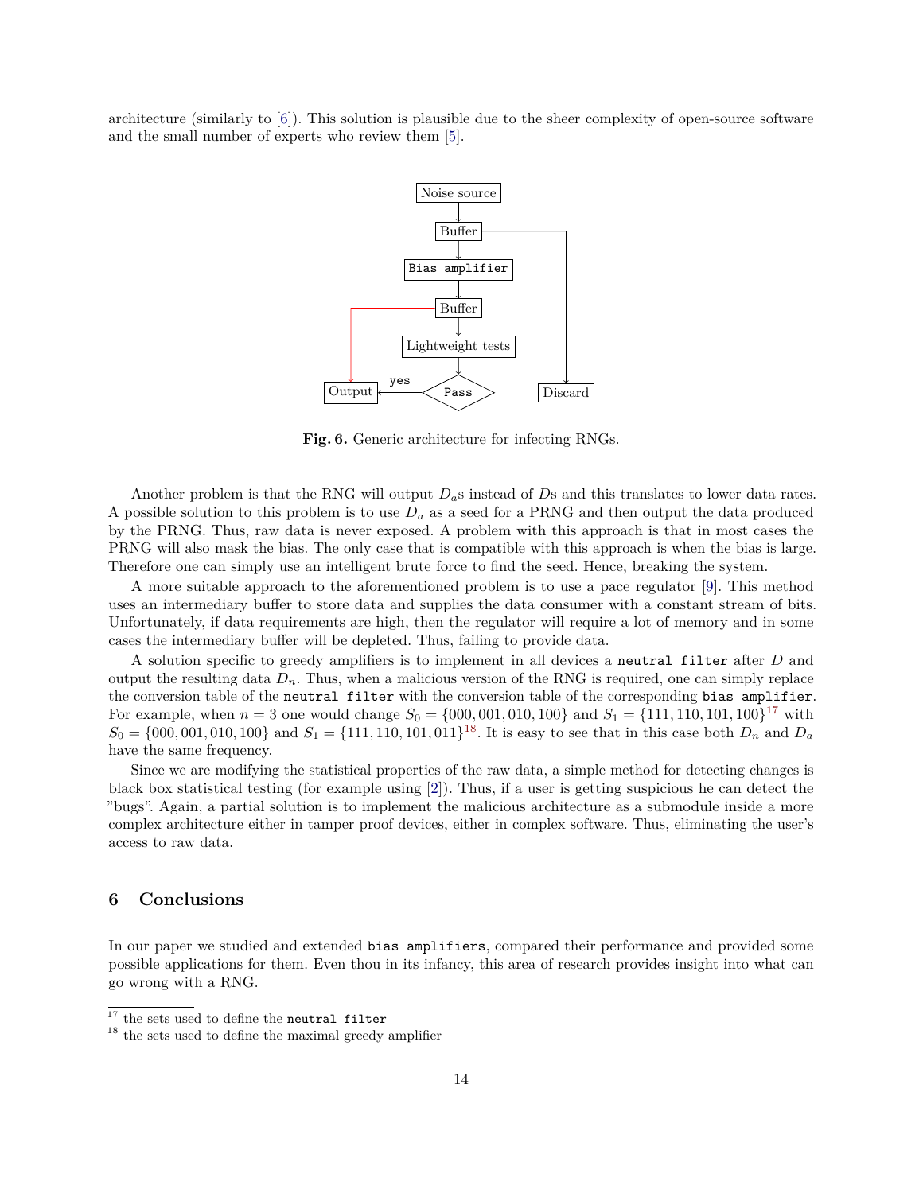architecture (similarly to [6]). This solution is plausible due to the sheer complexity of open-source software and the small number of experts who review them [5].

Fig. 6. Generic architecture for infecting RNGs.

Another problem is that the RNG will output $D_a$s instead of $D$s and this translates to lower data rates. A possible solution to this problem is to use $D_a$ as a seed for a PRNG and then output the data produced by the PRNG. Thus, raw data is never exposed. A problem with this approach is that in most cases the PRNG will also mask the bias. The only case that is compatible with this approach is when the bias is large. Therefore one can simply use an intelligent brute force to find the seed. Hence, breaking the system.

A more suitable approach to the aforementioned problem is to use a pace regulator [9]. This method uses an intermediary buffer to store data and supplies the data consumer with a constant stream of bits. Unfortunately, if data requirements are high, then the regulator will require a lot of memory and in some cases the intermediary buffer will be depleted. Thus, failing to provide data.

A solution specific to greedy amplifiers is to implement in all devices a `neutral filter` after $D$ and output the resulting data $D_n$. Thus, when a malicious version of the RNG is required, one can simply replace the conversion table of the `neutral filter` with the conversion table of the corresponding `bias amplifier`. For example, when $n = 3$ one would change $S_0 = \{000, 001, 010, 100\}$ and $S_1 = \{111, 110, 101, 100\}$[17] with $S_0 = \{000, 001, 010, 100\}$ and $S_1 = \{111, 110, 101, 011\}$[18]. It is easy to see that in this case both $D_n$ and $D_a$ have the same frequency.

Since we are modifying the statistical properties of the raw data, a simple method for detecting changes is black box statistical testing (for example using [2]). Thus, if a user is getting suspicious he can detect the "bugs". Again, a partial solution is to implement the malicious architecture as a submodule inside a more complex architecture either in tamper proof devices, either in complex software. Thus, eliminating the user's access to raw data.

## 6 Conclusions

In our paper we studied and extended `bias amplifiers`, compared their performance and provided some possible applications for them. Even thou in its infancy, this area of research provides insight into what can go wrong with a RNG.

[17] the sets used to define the `neutral filter`

[18] the sets used to define the maximal greedy amplifier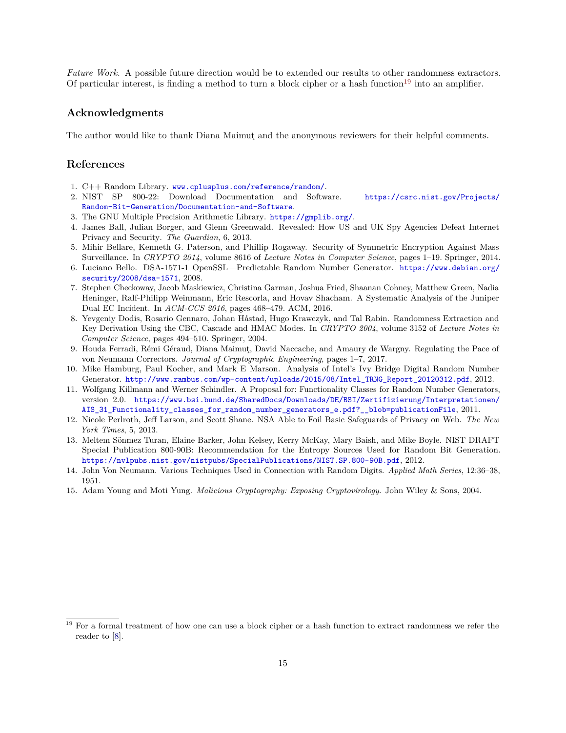*Future Work.* A possible future direction would be to extended our results to other randomness extractors. Of particular interest, is finding a method to turn a block cipher or a hash function[19] into an amplifier.

## Acknowledgments

The author would like to thank Diana Maimuţ and the anonymous reviewers for their helpful comments.

## References

1. C++ Random Library. www.cplusplus.com/reference/random/.
2. NIST SP 800-22: Download Documentation and Software. https://csrc.nist.gov/Projects/Random-Bit-Generation/Documentation-and-Software.
3. The GNU Multiple Precision Arithmetic Library. https://gmplib.org/.
4. James Ball, Julian Borger, and Glenn Greenwald. Revealed: How US and UK Spy Agencies Defeat Internet Privacy and Security. *The Guardian*, 6, 2013.
5. Mihir Bellare, Kenneth G. Paterson, and Phillip Rogaway. Security of Symmetric Encryption Against Mass Surveillance. In *CRYPTO 2014*, volume 8616 of *Lecture Notes in Computer Science*, pages 1–19. Springer, 2014.
6. Luciano Bello. DSA-1571-1 OpenSSL—Predictable Random Number Generator. https://www.debian.org/security/2008/dsa-1571, 2008.
7. Stephen Checkoway, Jacob Maskiewicz, Christina Garman, Joshua Fried, Shaanan Cohney, Matthew Green, Nadia Heninger, Ralf-Philipp Weinmann, Eric Rescorla, and Hovav Shacham. A Systematic Analysis of the Juniper Dual EC Incident. In *ACM-CCS 2016*, pages 468–479. ACM, 2016.
8. Yevgeniy Dodis, Rosario Gennaro, Johan Håstad, Hugo Krawczyk, and Tal Rabin. Randomness Extraction and Key Derivation Using the CBC, Cascade and HMAC Modes. In *CRYPTO 2004*, volume 3152 of *Lecture Notes in Computer Science*, pages 494–510. Springer, 2004.
9. Houda Ferradi, Rémi Géraud, Diana Maimuţ, David Naccache, and Amaury de Wargny. Regulating the Pace of von Neumann Correctors. *Journal of Cryptographic Engineering*, pages 1–7, 2017.
10. Mike Hamburg, Paul Kocher, and Mark E Marson. Analysis of Intel's Ivy Bridge Digital Random Number Generator. http://www.rambus.com/wp-content/uploads/2015/08/Intel_TRNG_Report_20120312.pdf, 2012.
11. Wolfgang Killmann and Werner Schindler. A Proposal for: Functionality Classes for Random Number Generators, version 2.0. https://www.bsi.bund.de/SharedDocs/Downloads/DE/BSI/Zertifizierung/Interpretationen/AIS_31_Functionality_classes_for_random_number_generators_e.pdf?__blob=publicationFile, 2011.
12. Nicole Perlroth, Jeff Larson, and Scott Shane. NSA Able to Foil Basic Safeguards of Privacy on Web. *The New York Times*, 5, 2013.
13. Meltem Sönmez Turan, Elaine Barker, John Kelsey, Kerry McKay, Mary Baish, and Mike Boyle. NIST DRAFT Special Publication 800-90B: Recommendation for the Entropy Sources Used for Random Bit Generation. https://nvlpubs.nist.gov/nistpubs/SpecialPublications/NIST.SP.800-90B.pdf, 2012.
14. John Von Neumann. Various Techniques Used in Connection with Random Digits. *Applied Math Series*, 12:36–38, 1951.
15. Adam Young and Moti Yung. *Malicious Cryptography: Exposing Cryptovirology*. John Wiley & Sons, 2004.

[19] For a formal treatment of how one can use a block cipher or a hash function to extract randomness we refer the reader to [8].